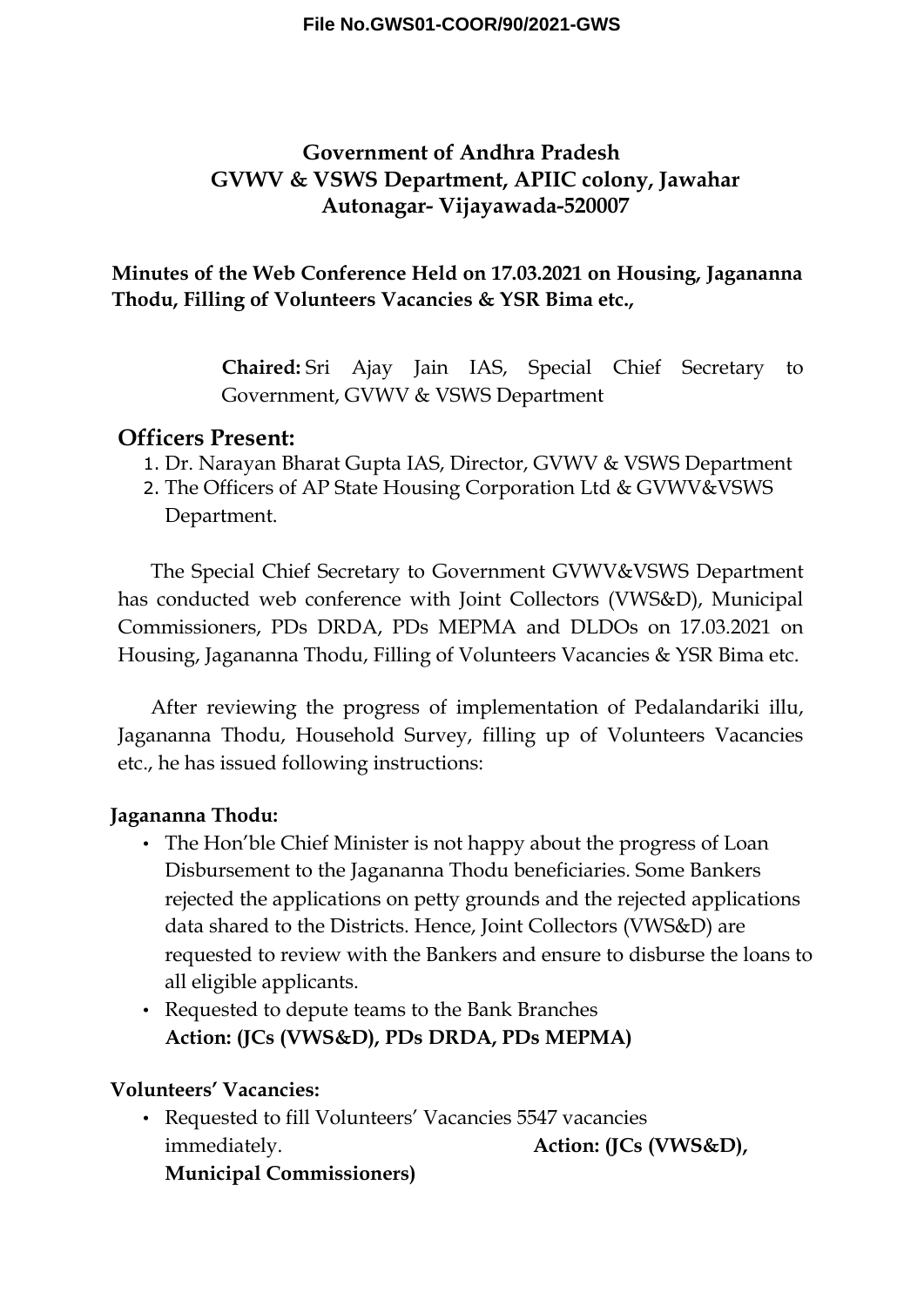File No.GWS01-COOR/90/2021-GWS

# Government of Andhra Pradesh
# GVWV & VSWS Department, APIIC colony, Jawahar Autonagar- Vijayawada-520007

**Minutes of the Web Conference Held on 17.03.2021 on Housing, Jagananna Thodu, Filling of Volunteers Vacancies & YSR Bima etc.,**

**Chaired:** Sri Ajay Jain IAS, Special Chief Secretary to Government, GVWV & VSWS Department

## Officers Present:

1. Dr. Narayan Bharat Gupta IAS, Director, GVWV & VSWS Department
2. The Officers of AP State Housing Corporation Ltd & GVWV&VSWS Department.

The Special Chief Secretary to Government GVWV&VSWS Department has conducted web conference with Joint Collectors (VWS&D), Municipal Commissioners, PDs DRDA, PDs MEPMA and DLDOs on 17.03.2021 on Housing, Jagananna Thodu, Filling of Volunteers Vacancies & YSR Bima etc.

After reviewing the progress of implementation of Pedalandariki illu, Jagananna Thodu, Household Survey, filling up of Volunteers Vacancies etc., he has issued following instructions:

**Jagananna Thodu:**

- The Hon'ble Chief Minister is not happy about the progress of Loan Disbursement to the Jagananna Thodu beneficiaries. Some Bankers rejected the applications on petty grounds and the rejected applications data shared to the Districts. Hence, Joint Collectors (VWS&D) are requested to review with the Bankers and ensure to disburse the loans to all eligible applicants.
- Requested to depute teams to the Bank Branches
  **Action: (JCs (VWS&D), PDs DRDA, PDs MEPMA)**

**Volunteers' Vacancies:**

- Requested to fill Volunteers' Vacancies 5547 vacancies immediately. **Action: (JCs (VWS&D), Municipal Commissioners)**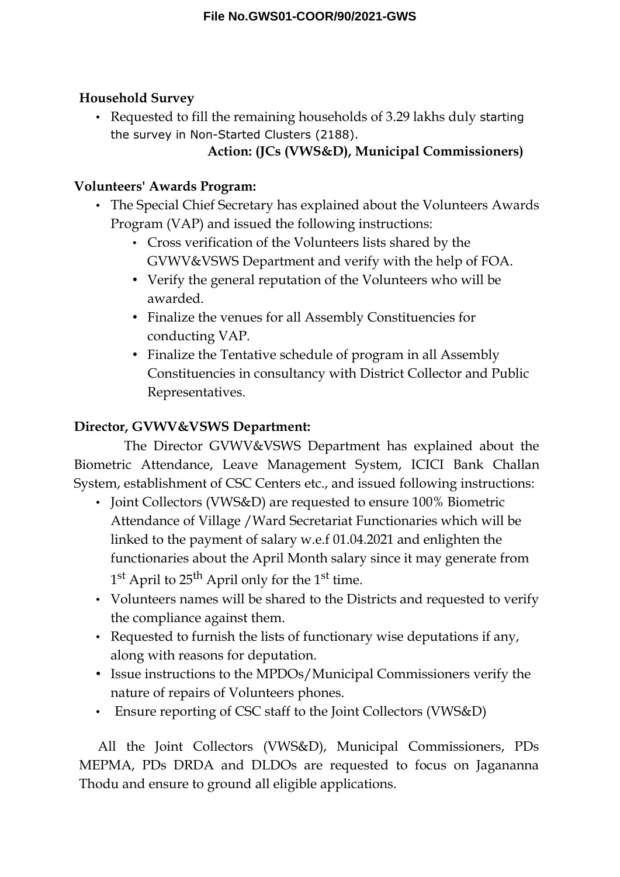**Household Survey**

- Requested to fill the remaining households of 3.29 lakhs duly starting the survey in Non-Started Clusters (2188).

  **Action: (JCs (VWS&D), Municipal Commissioners)**

**Volunteers' Awards Program:**

- The Special Chief Secretary has explained about the Volunteers Awards Program (VAP) and issued the following instructions:
  - Cross verification of the Volunteers lists shared by the GVWV&VSWS Department and verify with the help of FOA.
  - Verify the general reputation of the Volunteers who will be awarded.
  - Finalize the venues for all Assembly Constituencies for conducting VAP.
  - Finalize the Tentative schedule of program in all Assembly Constituencies in consultancy with District Collector and Public Representatives.

**Director, GVWV&VSWS Department:**

The Director GVWV&VSWS Department has explained about the Biometric Attendance, Leave Management System, ICICI Bank Challan System, establishment of CSC Centers etc., and issued following instructions:

- Joint Collectors (VWS&D) are requested to ensure 100% Biometric Attendance of Village /Ward Secretariat Functionaries which will be linked to the payment of salary w.e.f 01.04.2021 and enlighten the functionaries about the April Month salary since it may generate from 1st April to 25th April only for the 1st time.
- Volunteers names will be shared to the Districts and requested to verify the compliance against them.
- Requested to furnish the lists of functionary wise deputations if any, along with reasons for deputation.
- Issue instructions to the MPDOs/Municipal Commissioners verify the nature of repairs of Volunteers phones.
- Ensure reporting of CSC staff to the Joint Collectors (VWS&D)

All the Joint Collectors (VWS&D), Municipal Commissioners, PDs MEPMA, PDs DRDA and DLDOs are requested to focus on Jagananna Thodu and ensure to ground all eligible applications.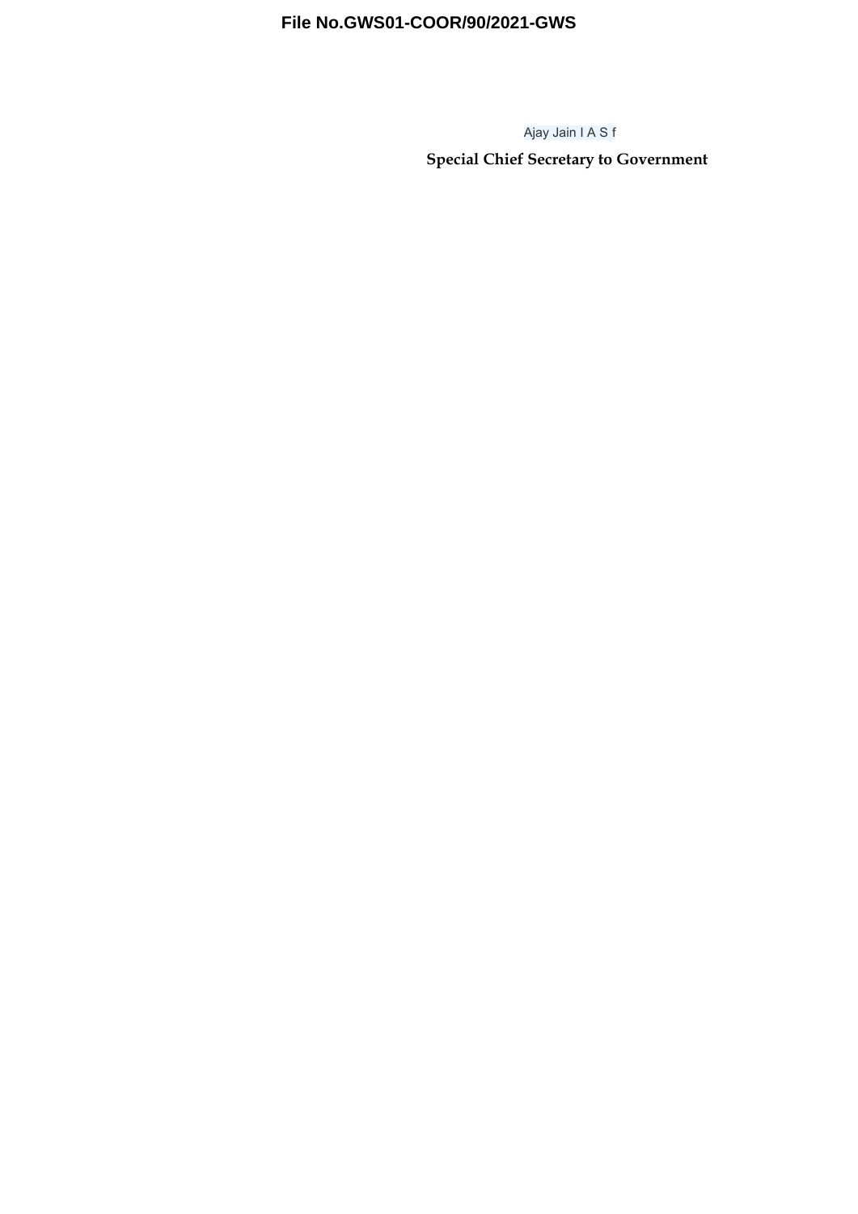Ajay Jain I A S f

**Special Chief Secretary to Government**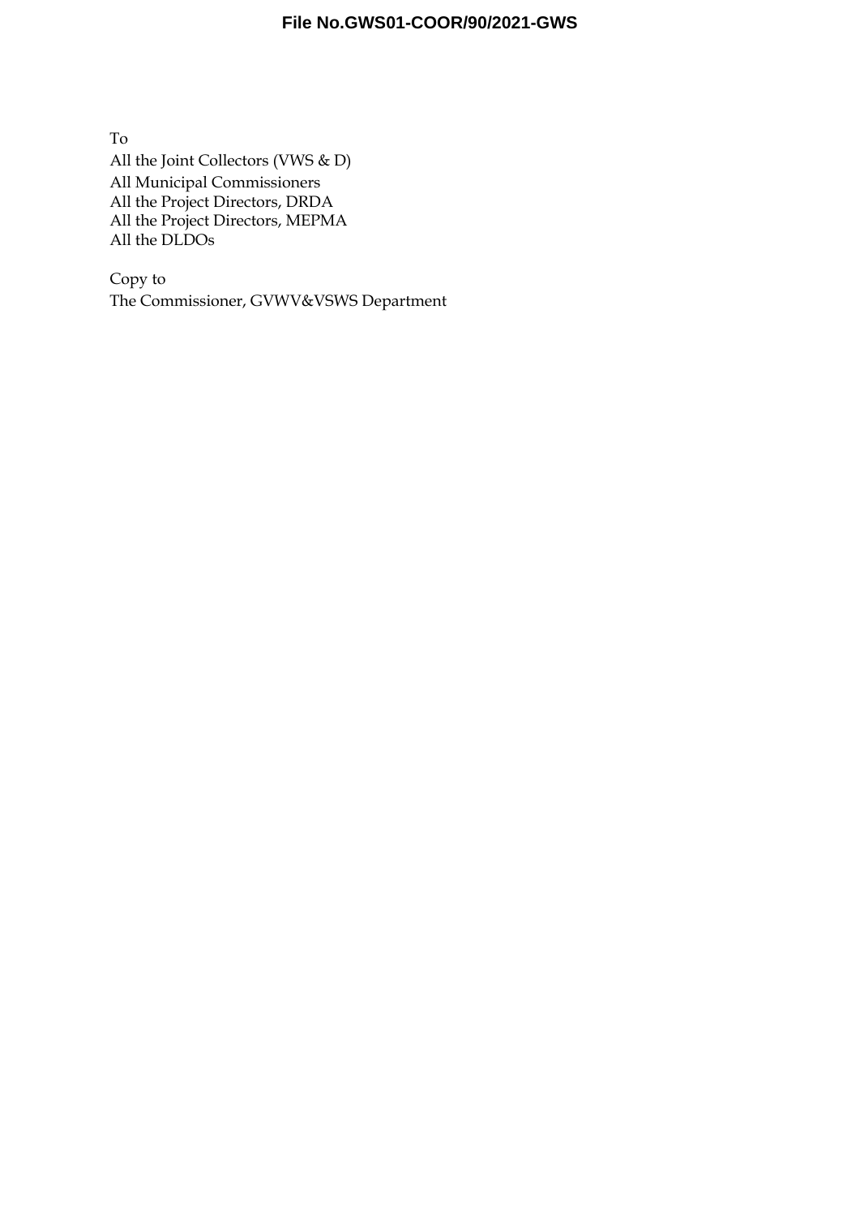To
All the Joint Collectors (VWS & D)
All Municipal Commissioners
All the Project Directors, DRDA
All the Project Directors, MEPMA
All the DLDOs

Copy to
The Commissioner, GVWV&VSWS Department